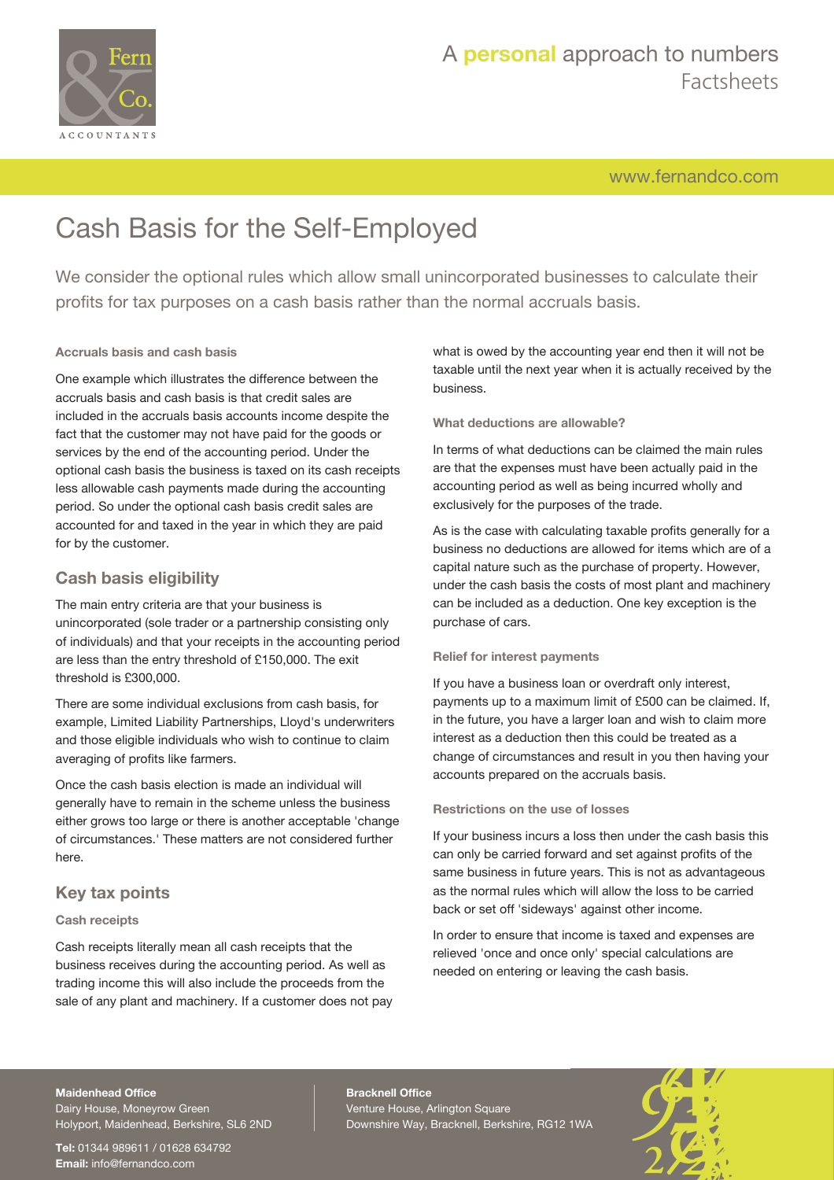# Cash Basis for the Self-Employed

We consider the optional rules which allow small unincorporated businesses to calculate their profits for tax purposes on a cash basis rather than the normal accruals basis.

#### Accruals basis and cash basis

One example which illustrates the difference between the accruals basis and cash basis is that credit sales are included in the accruals basis accounts income despite the fact that the customer may not have paid for the goods or services by the end of the accounting period. Under the optional cash basis the business is taxed on its cash receipts less allowable cash payments made during the accounting period. So under the optional cash basis credit sales are accounted for and taxed in the year in which they are paid for by the customer.

## Cash basis eligibility

The main entry criteria are that your business is unincorporated (sole trader or a partnership consisting only of individuals) and that your receipts in the accounting period are less than the entry threshold of £150,000. The exit threshold is £300,000.

There are some individual exclusions from cash basis, for example, Limited Liability Partnerships, Lloyd's underwriters and those eligible individuals who wish to continue to claim averaging of profits like farmers.

Once the cash basis election is made an individual will generally have to remain in the scheme unless the business either grows too large or there is another acceptable 'change of circumstances.' These matters are not considered further here.

## Key tax points

#### Cash receipts

Cash receipts literally mean all cash receipts that the business receives during the accounting period. As well as trading income this will also include the proceeds from the sale of any plant and machinery. If a customer does not pay what is owed by the accounting year end then it will not be taxable until the next year when it is actually received by the business.

#### What deductions are allowable?

In terms of what deductions can be claimed the main rules are that the expenses must have been actually paid in the accounting period as well as being incurred wholly and exclusively for the purposes of the trade.

As is the case with calculating taxable profits generally for a business no deductions are allowed for items which are of a capital nature such as the purchase of property. However, under the cash basis the costs of most plant and machinery can be included as a deduction. One key exception is the purchase of cars.

#### Relief for interest payments

If you have a business loan or overdraft only interest, payments up to a maximum limit of £500 can be claimed. If, in the future, you have a larger loan and wish to claim more interest as a deduction then this could be treated as a change of circumstances and result in you then having your accounts prepared on the accruals basis.

#### Restrictions on the use of losses

If your business incurs a loss then under the cash basis this can only be carried forward and set against profits of the same business in future years. This is not as advantageous as the normal rules which will allow the loss to be carried back or set off 'sideways' against other income.

In order to ensure that income is taxed and expenses are relieved 'once and once only' special calculations are needed on entering or leaving the cash basis.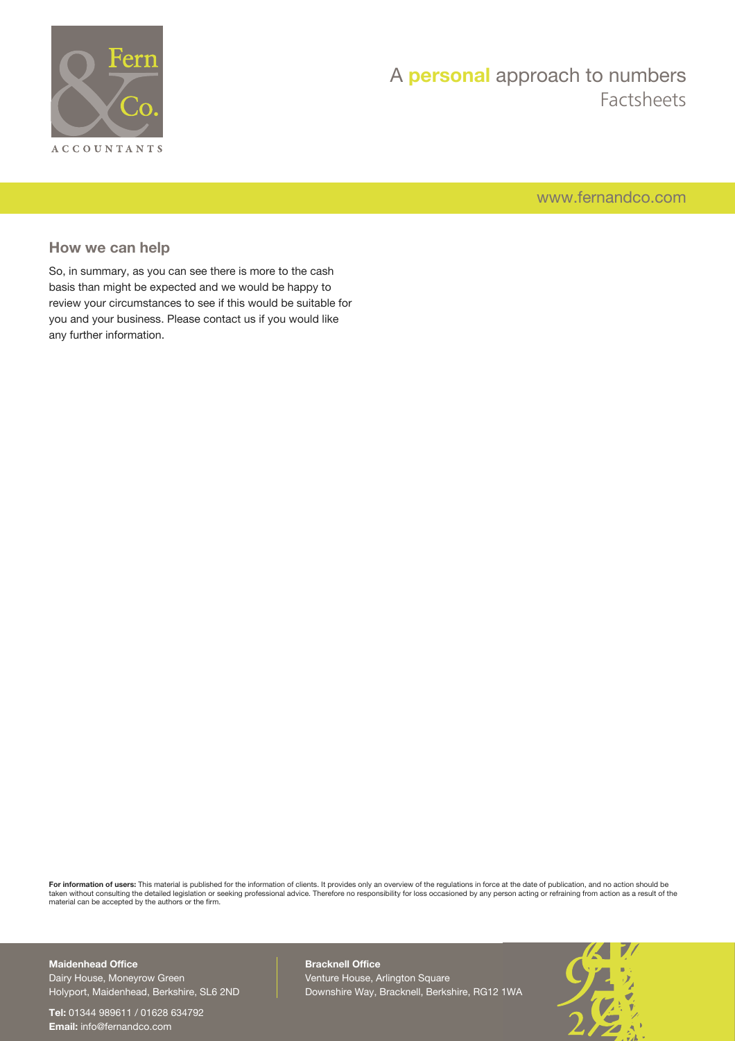## How we can help

So, in summary, as you can see there is more to the cash basis than might be expected and we would be happy to review your circumstances to see if this would be suitable for you and your business. Please contact us if you would like any further information.

**For information of users:** This material is published for the information of clients. It provides only an overview of the regulations in force at the date of publication, and no action should be taken without consulting the detailed legislation or seeking professional advice. Therefore no responsibility for loss occasioned by any person acting or refraining from action as a result of the material can be accepted by the authors or the firm.

**Maidenhead Office**
Dairy House, Moneyrow Green
Holyport, Maidenhead, Berkshire, SL6 2ND

**Bracknell Office**
Venture House, Arlington Square
Downshire Way, Bracknell, Berkshire, RG12 1WA

**Tel:** 01344 989611 / 01628 634792
**Email:** info@fernandco.com